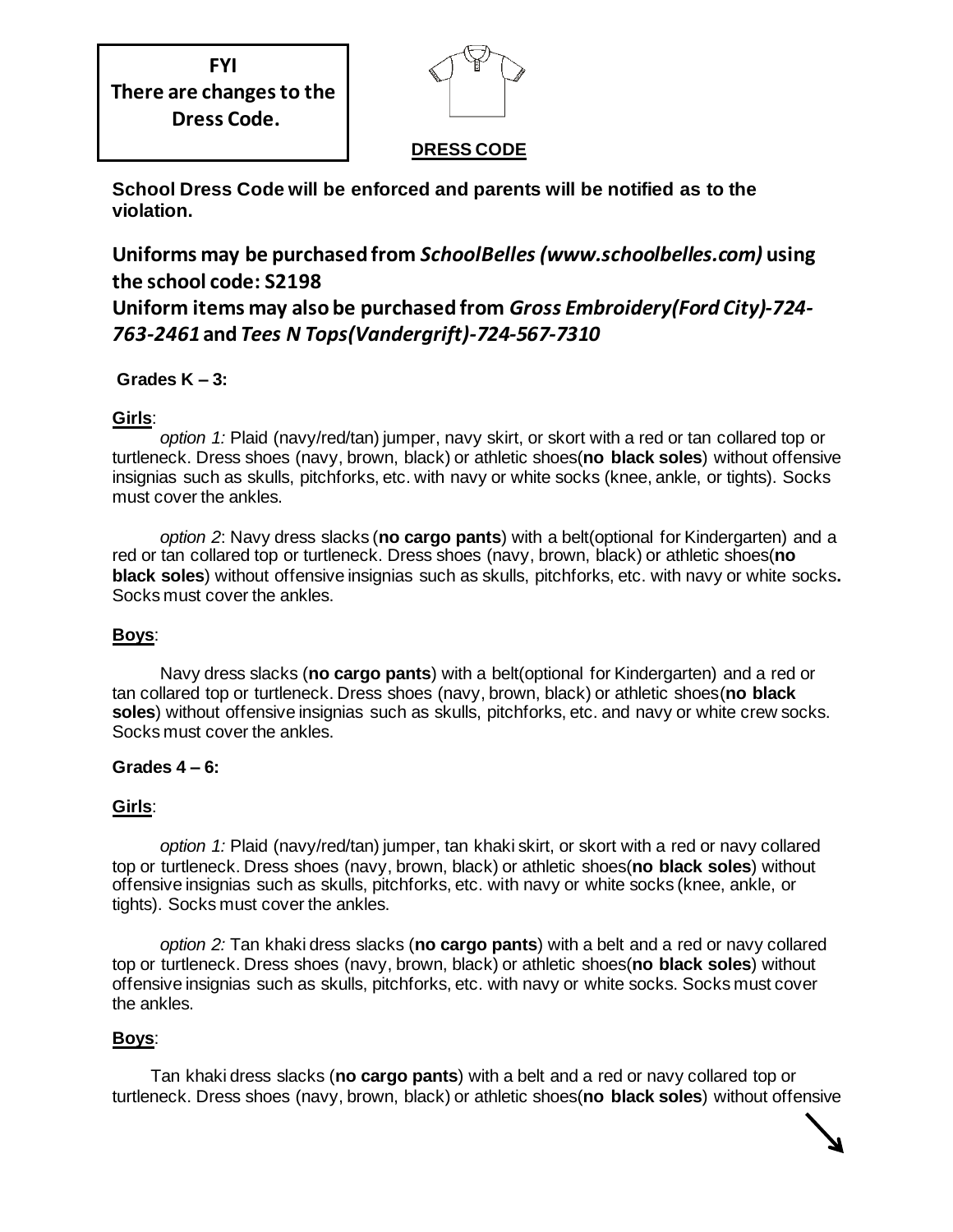**FYI**
**There are changes to the Dress Code.**

## DRESS CODE

**School Dress Code will be enforced and parents will be notified as to the violation.**

**Uniforms may be purchased from *SchoolBelles (www.schoolbelles.com)* using the school code: S2198**

**Uniform items may also be purchased from *Gross Embroidery(Ford City)-724-763-2461* and *Tees N Tops(Vandergrift)-724-567-7310***

### Grades K – 3:

**Girls**:

*option 1:* Plaid (navy/red/tan) jumper, navy skirt, or skort with a red or tan collared top or turtleneck. Dress shoes (navy, brown, black) or athletic shoes(**no black soles**) without offensive insignias such as skulls, pitchforks, etc. with navy or white socks (knee, ankle, or tights). Socks must cover the ankles.

*option 2*: Navy dress slacks (**no cargo pants**) with a belt(optional for Kindergarten) and a red or tan collared top or turtleneck. Dress shoes (navy, brown, black) or athletic shoes(**no black soles**) without offensive insignias such as skulls, pitchforks, etc. with navy or white socks**.** Socks must cover the ankles.

**Boys**:

Navy dress slacks (**no cargo pants**) with a belt(optional for Kindergarten) and a red or tan collared top or turtleneck. Dress shoes (navy, brown, black) or athletic shoes(**no black soles**) without offensive insignias such as skulls, pitchforks, etc. and navy or white crew socks. Socks must cover the ankles.

### Grades 4 – 6:

**Girls**:

*option 1:* Plaid (navy/red/tan) jumper, tan khaki skirt, or skort with a red or navy collared top or turtleneck. Dress shoes (navy, brown, black) or athletic shoes(**no black soles**) without offensive insignias such as skulls, pitchforks, etc. with navy or white socks (knee, ankle, or tights). Socks must cover the ankles.

*option 2:* Tan khaki dress slacks (**no cargo pants**) with a belt and a red or navy collared top or turtleneck. Dress shoes (navy, brown, black) or athletic shoes(**no black soles**) without offensive insignias such as skulls, pitchforks, etc. with navy or white socks. Socks must cover the ankles.

**Boys**:

Tan khaki dress slacks (**no cargo pants**) with a belt and a red or navy collared top or turtleneck. Dress shoes (navy, brown, black) or athletic shoes(**no black soles**) without offensive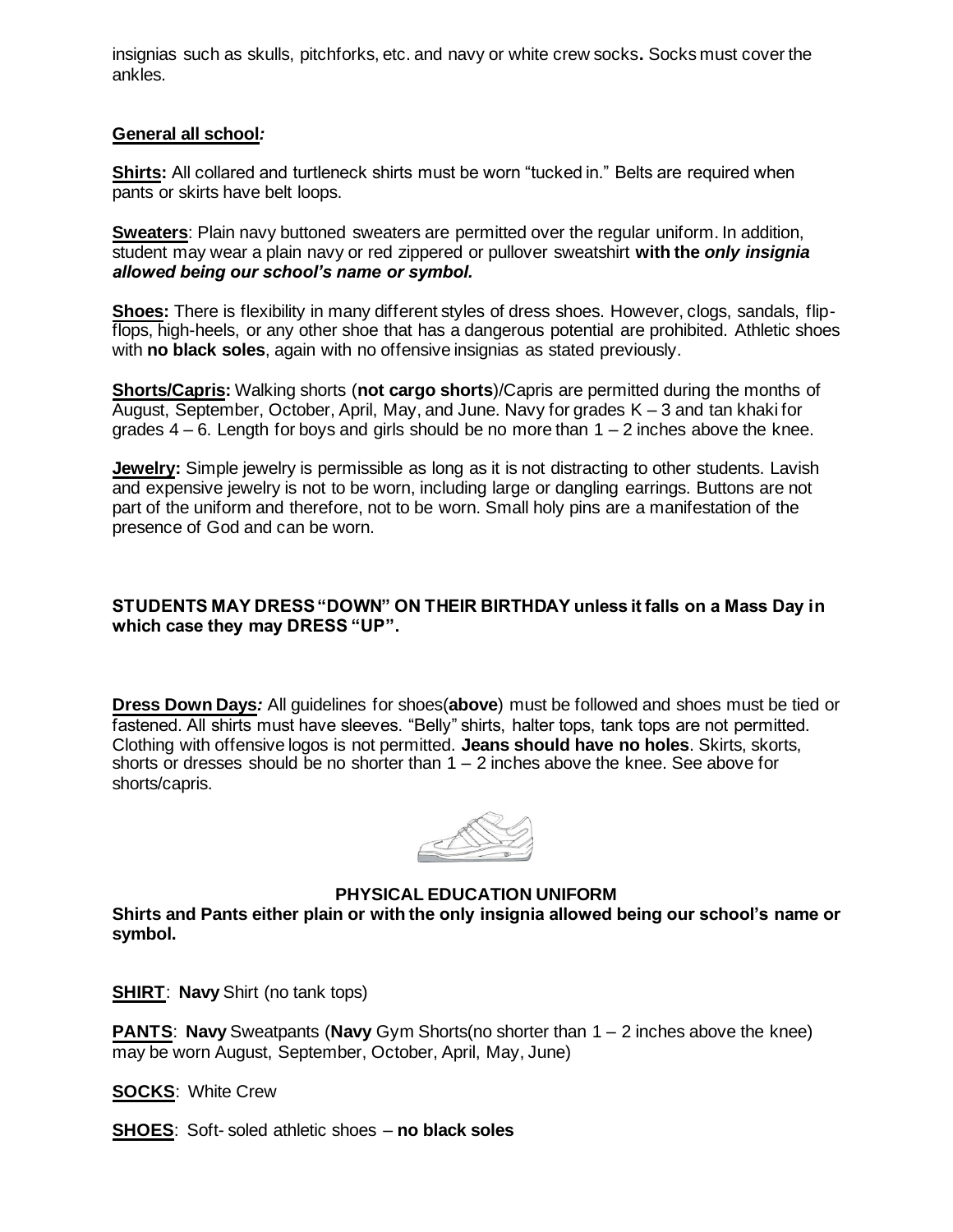insignias such as skulls, pitchforks, etc. and navy or white crew socks**.** Socks must cover the ankles.

**General all school*:***

**Shirts:** All collared and turtleneck shirts must be worn "tucked in." Belts are required when pants or skirts have belt loops.

**Sweaters**: Plain navy buttoned sweaters are permitted over the regular uniform. In addition, student may wear a plain navy or red zippered or pullover sweatshirt **with the *only insignia allowed being our school's name or symbol.***

**Shoes:** There is flexibility in many different styles of dress shoes. However, clogs, sandals, flip-flops, high-heels, or any other shoe that has a dangerous potential are prohibited. Athletic shoes with **no black soles**, again with no offensive insignias as stated previously.

**Shorts/Capris:** Walking shorts (**not cargo shorts**)/Capris are permitted during the months of August, September, October, April, May, and June. Navy for grades K – 3 and tan khaki for grades 4 – 6. Length for boys and girls should be no more than 1 – 2 inches above the knee.

**Jewelry:** Simple jewelry is permissible as long as it is not distracting to other students. Lavish and expensive jewelry is not to be worn, including large or dangling earrings. Buttons are not part of the uniform and therefore, not to be worn. Small holy pins are a manifestation of the presence of God and can be worn.

**STUDENTS MAY DRESS "DOWN" ON THEIR BIRTHDAY unless it falls on a Mass Day in which case they may DRESS "UP".**

**Dress Down Days*:*** All guidelines for shoes(**above**) must be followed and shoes must be tied or fastened. All shirts must have sleeves. "Belly" shirts, halter tops, tank tops are not permitted. Clothing with offensive logos is not permitted. **Jeans should have no holes**. Skirts, skorts, shorts or dresses should be no shorter than 1 – 2 inches above the knee. See above for shorts/capris.

## PHYSICAL EDUCATION UNIFORM

**Shirts and Pants either plain or with the only insignia allowed being our school's name or symbol.**

**SHIRT**: **Navy** Shirt (no tank tops)

**PANTS**: **Navy** Sweatpants (**Navy** Gym Shorts(no shorter than 1 – 2 inches above the knee) may be worn August, September, October, April, May, June)

**SOCKS**: White Crew

**SHOES**: Soft- soled athletic shoes – **no black soles**